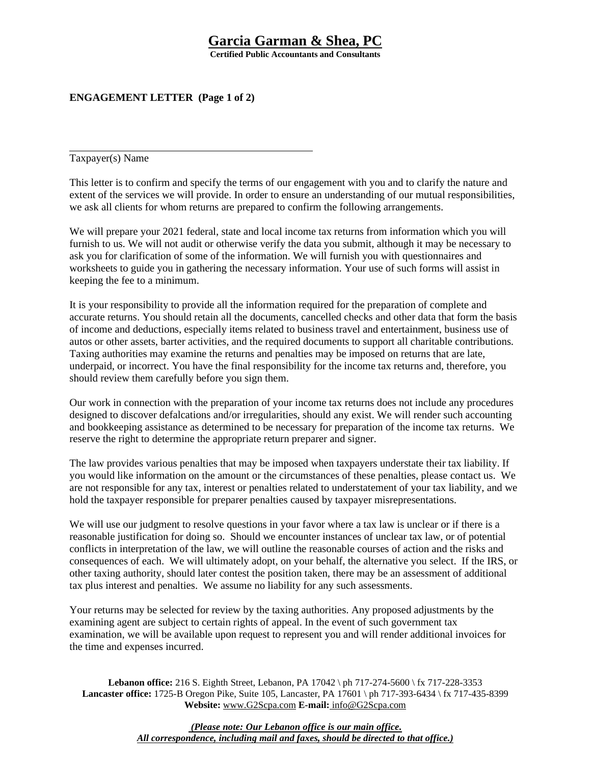# Garcia Garman & Shea, PC

**Certified Public Accountants and Consultants**

**ENGAGEMENT LETTER (Page 1 of 2)**

_______________________________________________

Taxpayer(s) Name

This letter is to confirm and specify the terms of our engagement with you and to clarify the nature and extent of the services we will provide. In order to ensure an understanding of our mutual responsibilities, we ask all clients for whom returns are prepared to confirm the following arrangements.

We will prepare your 2021 federal, state and local income tax returns from information which you will furnish to us. We will not audit or otherwise verify the data you submit, although it may be necessary to ask you for clarification of some of the information. We will furnish you with questionnaires and worksheets to guide you in gathering the necessary information. Your use of such forms will assist in keeping the fee to a minimum.

It is your responsibility to provide all the information required for the preparation of complete and accurate returns. You should retain all the documents, cancelled checks and other data that form the basis of income and deductions, especially items related to business travel and entertainment, business use of autos or other assets, barter activities, and the required documents to support all charitable contributions. Taxing authorities may examine the returns and penalties may be imposed on returns that are late, underpaid, or incorrect. You have the final responsibility for the income tax returns and, therefore, you should review them carefully before you sign them.

Our work in connection with the preparation of your income tax returns does not include any procedures designed to discover defalcations and/or irregularities, should any exist. We will render such accounting and bookkeeping assistance as determined to be necessary for preparation of the income tax returns. We reserve the right to determine the appropriate return preparer and signer.

The law provides various penalties that may be imposed when taxpayers understate their tax liability. If you would like information on the amount or the circumstances of these penalties, please contact us. We are not responsible for any tax, interest or penalties related to understatement of your tax liability, and we hold the taxpayer responsible for preparer penalties caused by taxpayer misrepresentations.

We will use our judgment to resolve questions in your favor where a tax law is unclear or if there is a reasonable justification for doing so. Should we encounter instances of unclear tax law, or of potential conflicts in interpretation of the law, we will outline the reasonable courses of action and the risks and consequences of each. We will ultimately adopt, on your behalf, the alternative you select. If the IRS, or other taxing authority, should later contest the position taken, there may be an assessment of additional tax plus interest and penalties. We assume no liability for any such assessments.

Your returns may be selected for review by the taxing authorities. Any proposed adjustments by the examining agent are subject to certain rights of appeal. In the event of such government tax examination, we will be available upon request to represent you and will render additional invoices for the time and expenses incurred.

**Lebanon office:** 216 S. Eighth Street, Lebanon, PA 17042 \ ph 717-274-5600 \ fx 717-228-3353
**Lancaster office:** 1725-B Oregon Pike, Suite 105, Lancaster, PA 17601 \ ph 717-393-6434 \ fx 717-435-8399
**Website:** www.G2Scpa.com **E-mail:** info@G2Scpa.com

***(Please note: Our Lebanon office is our main office. All correspondence, including mail and faxes, should be directed to that office.)***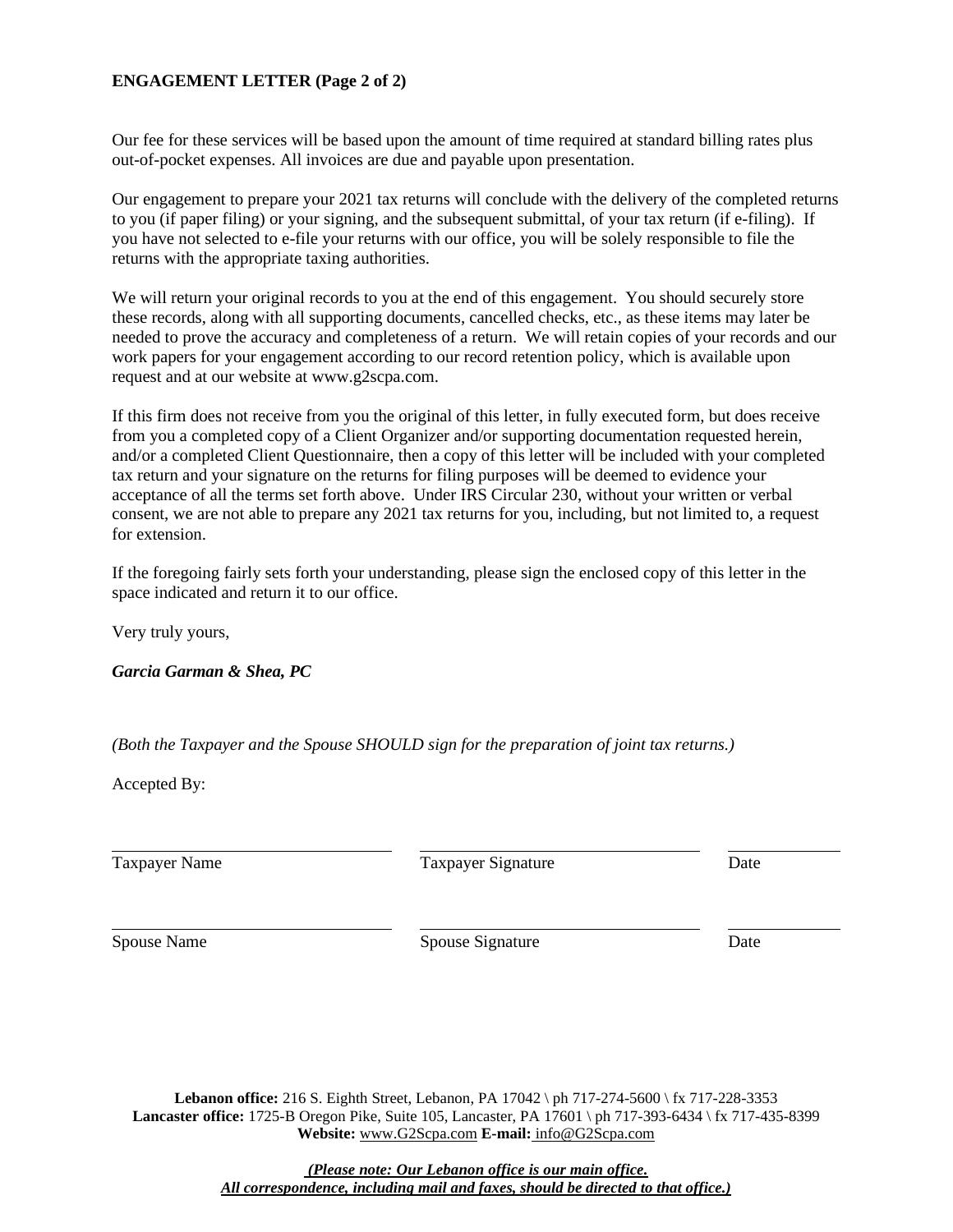**ENGAGEMENT LETTER (Page 2 of 2)**

Our fee for these services will be based upon the amount of time required at standard billing rates plus out-of-pocket expenses. All invoices are due and payable upon presentation.

Our engagement to prepare your 2021 tax returns will conclude with the delivery of the completed returns to you (if paper filing) or your signing, and the subsequent submittal, of your tax return (if e-filing). If you have not selected to e-file your returns with our office, you will be solely responsible to file the returns with the appropriate taxing authorities.

We will return your original records to you at the end of this engagement. You should securely store these records, along with all supporting documents, cancelled checks, etc., as these items may later be needed to prove the accuracy and completeness of a return. We will retain copies of your records and our work papers for your engagement according to our record retention policy, which is available upon request and at our website at www.g2scpa.com.

If this firm does not receive from you the original of this letter, in fully executed form, but does receive from you a completed copy of a Client Organizer and/or supporting documentation requested herein, and/or a completed Client Questionnaire, then a copy of this letter will be included with your completed tax return and your signature on the returns for filing purposes will be deemed to evidence your acceptance of all the terms set forth above. Under IRS Circular 230, without your written or verbal consent, we are not able to prepare any 2021 tax returns for you, including, but not limited to, a request for extension.

If the foregoing fairly sets forth your understanding, please sign the enclosed copy of this letter in the space indicated and return it to our office.

Very truly yours,

***Garcia Garman & Shea, PC***

*(Both the Taxpayer and the Spouse SHOULD sign for the preparation of joint tax returns.)*

Accepted By:

| ______________________ | ______________________ | __________ |
|---|---|---|
| Taxpayer Name | Taxpayer Signature | Date |
| ______________________ | ______________________ | __________ |
| Spouse Name | Spouse Signature | Date |

**Lebanon office:** 216 S. Eighth Street, Lebanon, PA 17042 \ ph 717-274-5600 \ fx 717-228-3353
**Lancaster office:** 1725-B Oregon Pike, Suite 105, Lancaster, PA 17601 \ ph 717-393-6434 \ fx 717-435-8399
**Website:** www.G2Scpa.com **E-mail:** info@G2Scpa.com

***(Please note: Our Lebanon office is our main office.***
***All correspondence, including mail and faxes, should be directed to that office.)***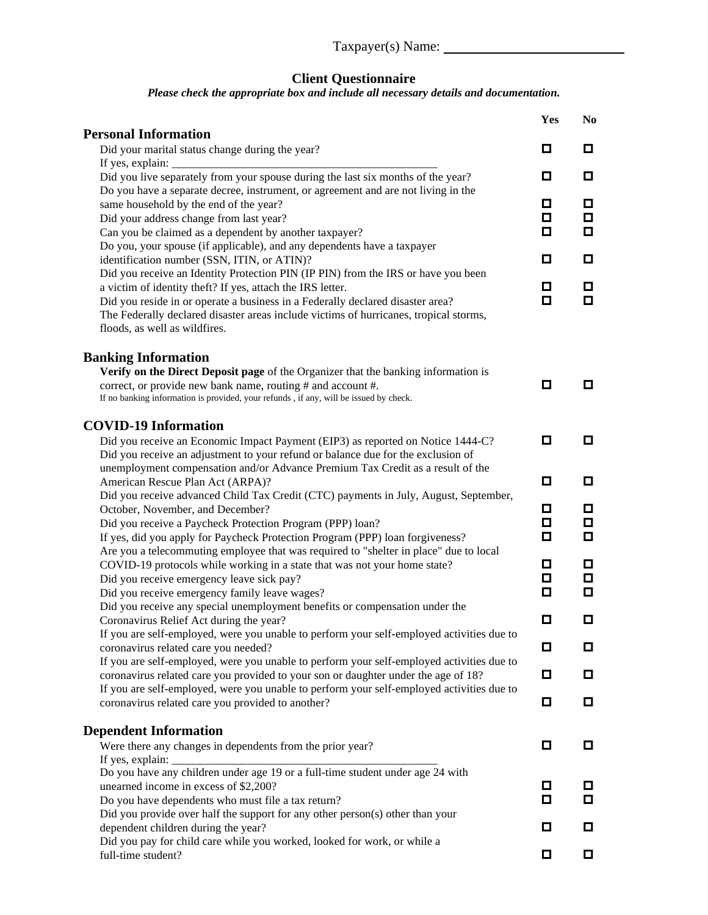Taxpayer(s) Name: \_\_\_\_\_\_\_\_\_\_\_\_\_\_\_\_\_\_\_\_\_\_\_\_\_\_

## Client Questionnaire

***Please check the appropriate box and include all necessary details and documentation.***

| | Yes | No |
|---|---|---|
| **Personal Information** | | |
| Did your marital status change during the year? | ☐ | ☐ |
| If yes, explain: \_\_\_\_\_\_\_\_\_\_\_\_\_\_\_\_\_\_\_\_\_\_\_\_\_\_\_\_\_\_\_\_\_\_\_\_\_\_\_\_\_\_\_\_\_\_\_\_ | | |
| Did you live separately from your spouse during the last six months of the year? | ☐ | ☐ |
| Do you have a separate decree, instrument, or agreement and are not living in the same household by the end of the year? | ☐ | ☐ |
| Did your address change from last year? | ☐ | ☐ |
| Can you be claimed as a dependent by another taxpayer? | ☐ | ☐ |
| Do you, your spouse (if applicable), and any dependents have a taxpayer identification number (SSN, ITIN, or ATIN)? | ☐ | ☐ |
| Did you receive an Identity Protection PIN (IP PIN) from the IRS or have you been a victim of identity theft? If yes, attach the IRS letter. | ☐ | ☐ |
| Did you reside in or operate a business in a Federally declared disaster area? The Federally declared disaster areas include victims of hurricanes, tropical storms, floods, as well as wildfires. | ☐ | ☐ |
| **Banking Information** | | |
| **Verify on the Direct Deposit page** of the Organizer that the banking information is correct, or provide new bank name, routing # and account #. If no banking information is provided, your refunds , if any, will be issued by check. | ☐ | ☐ |
| **COVID-19 Information** | | |
| Did you receive an Economic Impact Payment (EIP3) as reported on Notice 1444-C? | ☐ | ☐ |
| Did you receive an adjustment to your refund or balance due for the exclusion of unemployment compensation and/or Advance Premium Tax Credit as a result of the American Rescue Plan Act (ARPA)? | ☐ | ☐ |
| Did you receive advanced Child Tax Credit (CTC) payments in July, August, September, October, November, and December? | ☐ | ☐ |
| Did you receive a Paycheck Protection Program (PPP) loan? | ☐ | ☐ |
| If yes, did you apply for Paycheck Protection Program (PPP) loan forgiveness? | ☐ | ☐ |
| Are you a telecommuting employee that was required to "shelter in place" due to local COVID-19 protocols while working in a state that was not your home state? | ☐ | ☐ |
| Did you receive emergency leave sick pay? | ☐ | ☐ |
| Did you receive emergency family leave wages? | ☐ | ☐ |
| Did you receive any special unemployment benefits or compensation under the Coronavirus Relief Act during the year? | ☐ | ☐ |
| If you are self-employed, were you unable to perform your self-employed activities due to coronavirus related care you needed? | ☐ | ☐ |
| If you are self-employed, were you unable to perform your self-employed activities due to coronavirus related care you provided to your son or daughter under the age of 18? | ☐ | ☐ |
| If you are self-employed, were you unable to perform your self-employed activities due to coronavirus related care you provided to another? | ☐ | ☐ |
| **Dependent Information** | | |
| Were there any changes in dependents from the prior year? | ☐ | ☐ |
| If yes, explain: \_\_\_\_\_\_\_\_\_\_\_\_\_\_\_\_\_\_\_\_\_\_\_\_\_\_\_\_\_\_\_\_\_\_\_\_\_\_\_\_\_\_\_\_\_\_\_\_ | | |
| Do you have any children under age 19 or a full-time student under age 24 with unearned income in excess of $2,200? | ☐ | ☐ |
| Do you have dependents who must file a tax return? | ☐ | ☐ |
| Did you provide over half the support for any other person(s) other than your dependent children during the year? | ☐ | ☐ |
| Did you pay for child care while you worked, looked for work, or while a full-time student? | ☐ | ☐ |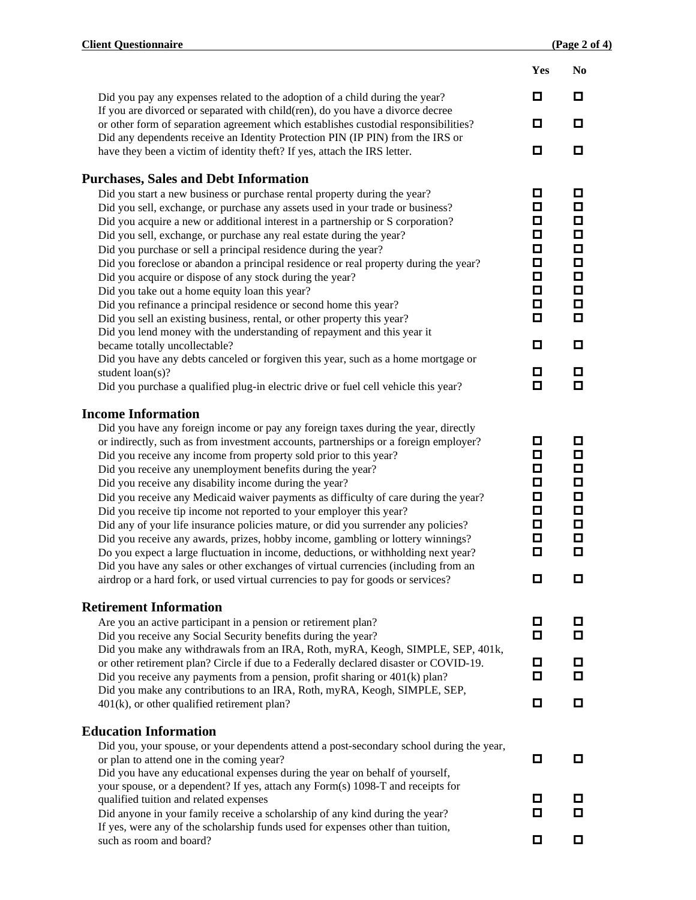| | Yes | No |
|---|---|---|
| Did you pay any expenses related to the adoption of a child during the year? | ☐ | ☐ |
| If you are divorced or separated with child(ren), do you have a divorce decree or other form of separation agreement which establishes custodial responsibilities? | ☐ | ☐ |
| Did any dependents receive an Identity Protection PIN (IP PIN) from the IRS or have they been a victim of identity theft? If yes, attach the IRS letter. | ☐ | ☐ |

## Purchases, Sales and Debt Information

| | Yes | No |
|---|---|---|
| Did you start a new business or purchase rental property during the year? | ☐ | ☐ |
| Did you sell, exchange, or purchase any assets used in your trade or business? | ☐ | ☐ |
| Did you acquire a new or additional interest in a partnership or S corporation? | ☐ | ☐ |
| Did you sell, exchange, or purchase any real estate during the year? | ☐ | ☐ |
| Did you purchase or sell a principal residence during the year? | ☐ | ☐ |
| Did you foreclose or abandon a principal residence or real property during the year? | ☐ | ☐ |
| Did you acquire or dispose of any stock during the year? | ☐ | ☐ |
| Did you take out a home equity loan this year? | ☐ | ☐ |
| Did you refinance a principal residence or second home this year? | ☐ | ☐ |
| Did you sell an existing business, rental, or other property this year? | ☐ | ☐ |
| Did you lend money with the understanding of repayment and this year it became totally uncollectable? | ☐ | ☐ |
| Did you have any debts canceled or forgiven this year, such as a home mortgage or student loan(s)? | ☐ | ☐ |
| Did you purchase a qualified plug-in electric drive or fuel cell vehicle this year? | ☐ | ☐ |

## Income Information

| | Yes | No |
|---|---|---|
| Did you have any foreign income or pay any foreign taxes during the year, directly or indirectly, such as from investment accounts, partnerships or a foreign employer? | ☐ | ☐ |
| Did you receive any income from property sold prior to this year? | ☐ | ☐ |
| Did you receive any unemployment benefits during the year? | ☐ | ☐ |
| Did you receive any disability income during the year? | ☐ | ☐ |
| Did you receive any Medicaid waiver payments as difficulty of care during the year? | ☐ | ☐ |
| Did you receive tip income not reported to your employer this year? | ☐ | ☐ |
| Did any of your life insurance policies mature, or did you surrender any policies? | ☐ | ☐ |
| Did you receive any awards, prizes, hobby income, gambling or lottery winnings? | ☐ | ☐ |
| Do you expect a large fluctuation in income, deductions, or withholding next year? | ☐ | ☐ |
| Did you have any sales or other exchanges of virtual currencies (including from an airdrop or a hard fork, or used virtual currencies to pay for goods or services? | ☐ | ☐ |

## Retirement Information

| | Yes | No |
|---|---|---|
| Are you an active participant in a pension or retirement plan? | ☐ | ☐ |
| Did you receive any Social Security benefits during the year? | ☐ | ☐ |
| Did you make any withdrawals from an IRA, Roth, myRA, Keogh, SIMPLE, SEP, 401k, or other retirement plan? Circle if due to a Federally declared disaster or COVID-19. | ☐ | ☐ |
| Did you receive any payments from a pension, profit sharing or 401(k) plan? | ☐ | ☐ |
| Did you make any contributions to an IRA, Roth, myRA, Keogh, SIMPLE, SEP, 401(k), or other qualified retirement plan? | ☐ | ☐ |

## Education Information

| | Yes | No |
|---|---|---|
| Did you, your spouse, or your dependents attend a post-secondary school during the year, or plan to attend one in the coming year? | ☐ | ☐ |
| Did you have any educational expenses during the year on behalf of yourself, your spouse, or a dependent? If yes, attach any Form(s) 1098-T and receipts for qualified tuition and related expenses | ☐ | ☐ |
| Did anyone in your family receive a scholarship of any kind during the year? | ☐ | ☐ |
| If yes, were any of the scholarship funds used for expenses other than tuition, such as room and board? | ☐ | ☐ |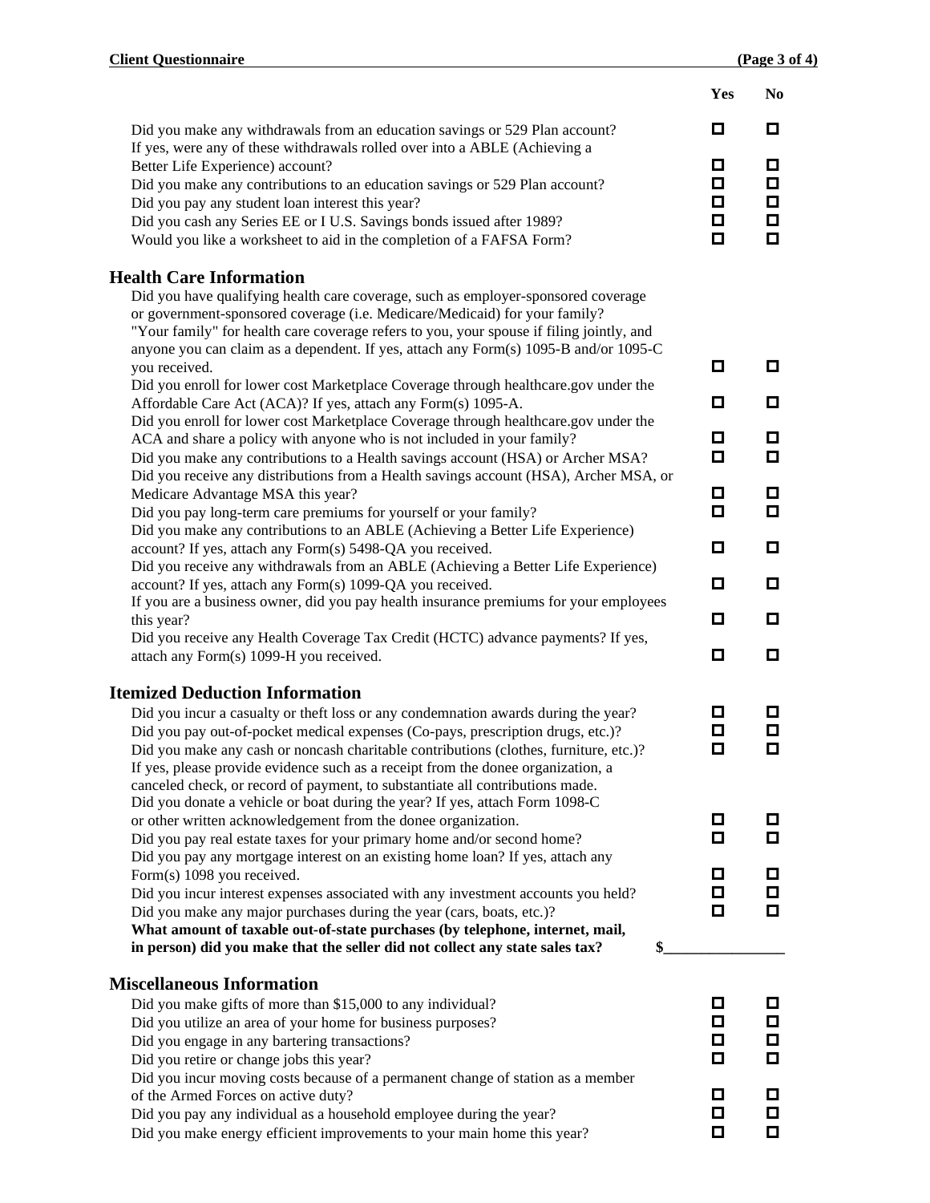| | Yes | No |
|---|---|---|
| Did you make any withdrawals from an education savings or 529 Plan account? | ☐ | ☐ |
| If yes, were any of these withdrawals rolled over into a ABLE (Achieving a Better Life Experience) account? | ☐ | ☐ |
| Did you make any contributions to an education savings or 529 Plan account? | ☐ | ☐ |
| Did you pay any student loan interest this year? | ☐ | ☐ |
| Did you cash any Series EE or I U.S. Savings bonds issued after 1989? | ☐ | ☐ |
| Would you like a worksheet to aid in the completion of a FAFSA Form? | ☐ | ☐ |

## Health Care Information

| | Yes | No |
|---|---|---|
| Did you have qualifying health care coverage, such as employer-sponsored coverage or government-sponsored coverage (i.e. Medicare/Medicaid) for your family? "Your family" for health care coverage refers to you, your spouse if filing jointly, and anyone you can claim as a dependent. If yes, attach any Form(s) 1095-B and/or 1095-C you received. | ☐ | ☐ |
| Did you enroll for lower cost Marketplace Coverage through healthcare.gov under the Affordable Care Act (ACA)? If yes, attach any Form(s) 1095-A. | ☐ | ☐ |
| Did you enroll for lower cost Marketplace Coverage through healthcare.gov under the ACA and share a policy with anyone who is not included in your family? | ☐ | ☐ |
| Did you make any contributions to a Health savings account (HSA) or Archer MSA? | ☐ | ☐ |
| Did you receive any distributions from a Health savings account (HSA), Archer MSA, or Medicare Advantage MSA this year? | ☐ | ☐ |
| Did you pay long-term care premiums for yourself or your family? | ☐ | ☐ |
| Did you make any contributions to an ABLE (Achieving a Better Life Experience) account? If yes, attach any Form(s) 5498-QA you received. | ☐ | ☐ |
| Did you receive any withdrawals from an ABLE (Achieving a Better Life Experience) account? If yes, attach any Form(s) 1099-QA you received. | ☐ | ☐ |
| If you are a business owner, did you pay health insurance premiums for your employees this year? | ☐ | ☐ |
| Did you receive any Health Coverage Tax Credit (HCTC) advance payments? If yes, attach any Form(s) 1099-H you received. | ☐ | ☐ |

## Itemized Deduction Information

| | Yes | No |
|---|---|---|
| Did you incur a casualty or theft loss or any condemnation awards during the year? | ☐ | ☐ |
| Did you pay out-of-pocket medical expenses (Co-pays, prescription drugs, etc.)? | ☐ | ☐ |
| Did you make any cash or noncash charitable contributions (clothes, furniture, etc.)? If yes, please provide evidence such as a receipt from the donee organization, a canceled check, or record of payment, to substantiate all contributions made. | ☐ | ☐ |
| Did you donate a vehicle or boat during the year? If yes, attach Form 1098-C or other written acknowledgement from the donee organization. | ☐ | ☐ |
| Did you pay real estate taxes for your primary home and/or second home? | ☐ | ☐ |
| Did you pay any mortgage interest on an existing home loan? If yes, attach any Form(s) 1098 you received. | ☐ | ☐ |
| Did you incur interest expenses associated with any investment accounts you held? | ☐ | ☐ |
| Did you make any major purchases during the year (cars, boats, etc.)? | ☐ | ☐ |

**What amount of taxable out-of-state purchases (by telephone, internet, mail, in person) did you make that the seller did not collect any state sales tax?** $________________

## Miscellaneous Information

| | Yes | No |
|---|---|---|
| Did you make gifts of more than $15,000 to any individual? | ☐ | ☐ |
| Did you utilize an area of your home for business purposes? | ☐ | ☐ |
| Did you engage in any bartering transactions? | ☐ | ☐ |
| Did you retire or change jobs this year? | ☐ | ☐ |
| Did you incur moving costs because of a permanent change of station as a member of the Armed Forces on active duty? | ☐ | ☐ |
| Did you pay any individual as a household employee during the year? | ☐ | ☐ |
| Did you make energy efficient improvements to your main home this year? | ☐ | ☐ |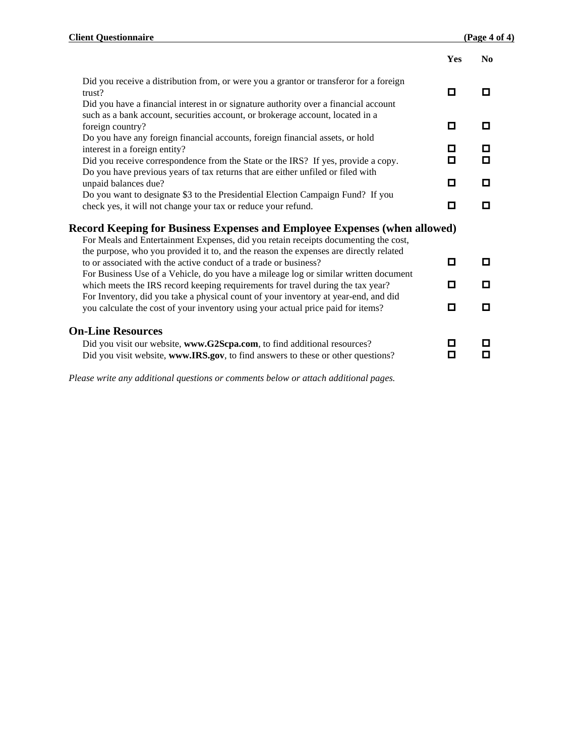| | Yes | No |
|---|---|---|
| Did you receive a distribution from, or were you a grantor or transferor for a foreign trust? | ☐ | ☐ |
| Did you have a financial interest in or signature authority over a financial account such as a bank account, securities account, or brokerage account, located in a foreign country? | ☐ | ☐ |
| Do you have any foreign financial accounts, foreign financial assets, or hold interest in a foreign entity? | ☐ | ☐ |
| Did you receive correspondence from the State or the IRS? If yes, provide a copy. | ☐ | ☐ |
| Do you have previous years of tax returns that are either unfiled or filed with unpaid balances due? | ☐ | ☐ |
| Do you want to designate $3 to the Presidential Election Campaign Fund? If you check yes, it will not change your tax or reduce your refund. | ☐ | ☐ |

## Record Keeping for Business Expenses and Employee Expenses (when allowed)

| | Yes | No |
|---|---|---|
| For Meals and Entertainment Expenses, did you retain receipts documenting the cost, the purpose, who you provided it to, and the reason the expenses are directly related to or associated with the active conduct of a trade or business? | ☐ | ☐ |
| For Business Use of a Vehicle, do you have a mileage log or similar written document which meets the IRS record keeping requirements for travel during the tax year? | ☐ | ☐ |
| For Inventory, did you take a physical count of your inventory at year-end, and did you calculate the cost of your inventory using your actual price paid for items? | ☐ | ☐ |

## On-Line Resources

| | Yes | No |
|---|---|---|
| Did you visit our website, **www.G2Scpa.com**, to find additional resources? | ☐ | ☐ |
| Did you visit website, **www.IRS.gov**, to find answers to these or other questions? | ☐ | ☐ |

*Please write any additional questions or comments below or attach additional pages.*